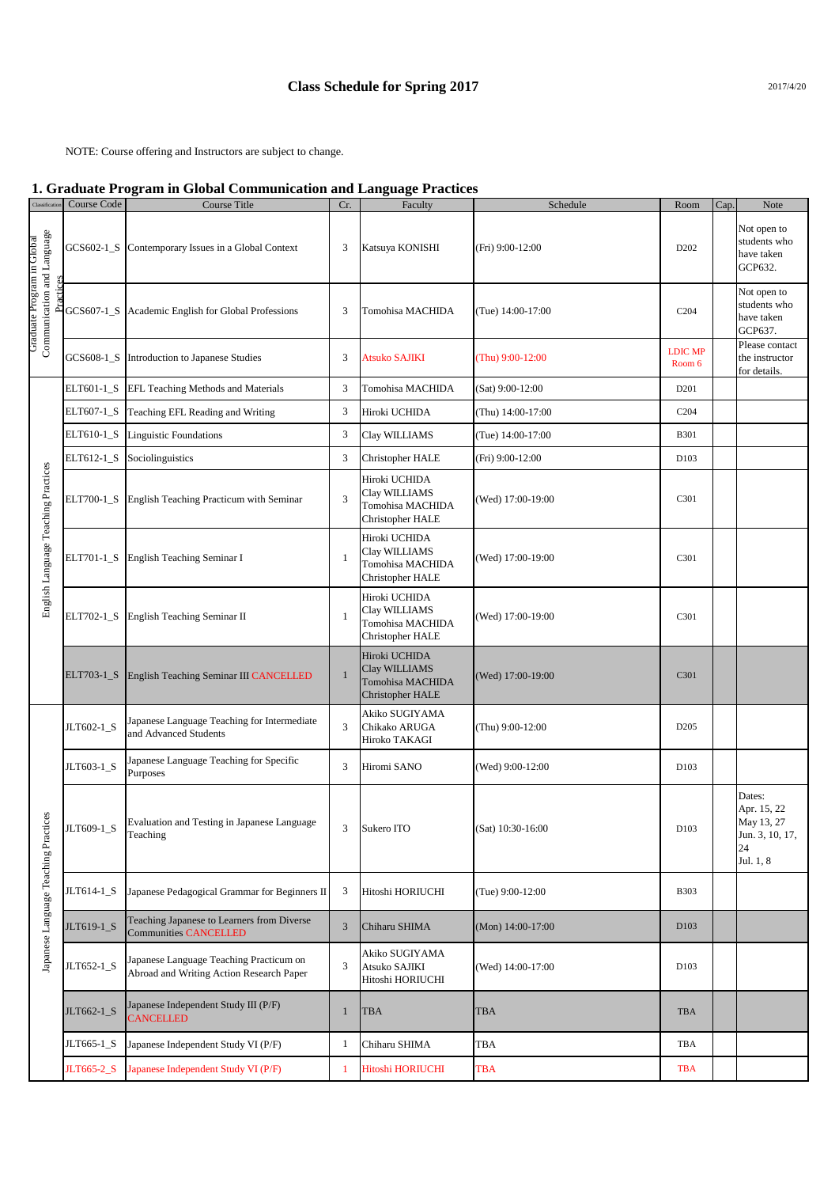# Class Schedule for Spring 2017

2017/4/20

NOTE: Course offering and Instructors are subject to change.

## 1. Graduate Program in Global Communication and Language Practices

| Classification | Course Code | Course Title | Cr. | Faculty | Schedule | Room | Cap. | Note |
|---|---|---|---|---|---|---|---|---|
| Graduate Program in Global Communication and Language Practices | GCS602-1_S | Contemporary Issues in a Global Context | 3 | Katsuya KONISHI | (Fri) 9:00-12:00 | D202 | | Not open to students who have taken GCP632. |
| | GCS607-1_S | Academic English for Global Professions | 3 | Tomohisa MACHIDA | (Tue) 14:00-17:00 | C204 | | Not open to students who have taken GCP637. |
| | GCS608-1_S | Introduction to Japanese Studies | 3 | Atsuko SAJIKI | (Thu) 9:00-12:00 | LDIC MP Room 6 | | Please contact the instructor for details. |
| English Language Teaching Practices | ELT601-1_S | EFL Teaching Methods and Materials | 3 | Tomohisa MACHIDA | (Sat) 9:00-12:00 | D201 | | |
| | ELT607-1_S | Teaching EFL Reading and Writing | 3 | Hiroki UCHIDA | (Thu) 14:00-17:00 | C204 | | |
| | ELT610-1_S | Linguistic Foundations | 3 | Clay WILLIAMS | (Tue) 14:00-17:00 | B301 | | |
| | ELT612-1_S | Sociolinguistics | 3 | Christopher HALE | (Fri) 9:00-12:00 | D103 | | |
| | ELT700-1_S | English Teaching Practicum with Seminar | 3 | Hiroki UCHIDA<br>Clay WILLIAMS<br>Tomohisa MACHIDA<br>Christopher HALE | (Wed) 17:00-19:00 | C301 | | |
| | ELT701-1_S | English Teaching Seminar I | 1 | Hiroki UCHIDA<br>Clay WILLIAMS<br>Tomohisa MACHIDA<br>Christopher HALE | (Wed) 17:00-19:00 | C301 | | |
| | ELT702-1_S | English Teaching Seminar II | 1 | Hiroki UCHIDA<br>Clay WILLIAMS<br>Tomohisa MACHIDA<br>Christopher HALE | (Wed) 17:00-19:00 | C301 | | |
| | ELT703-1_S | English Teaching Seminar III CANCELLED | 1 | Hiroki UCHIDA<br>Clay WILLIAMS<br>Tomohisa MACHIDA<br>Christopher HALE | (Wed) 17:00-19:00 | C301 | | |
| Japanese Language Teaching Practices | JLT602-1_S | Japanese Language Teaching for Intermediate and Advanced Students | 3 | Akiko SUGIYAMA<br>Chikako ARUGA<br>Hiroko TAKAGI | (Thu) 9:00-12:00 | D205 | | |
| | JLT603-1_S | Japanese Language Teaching for Specific Purposes | 3 | Hiromi SANO | (Wed) 9:00-12:00 | D103 | | |
| | JLT609-1_S | Evaluation and Testing in Japanese Language Teaching | 3 | Sukero ITO | (Sat) 10:30-16:00 | D103 | | Dates:<br>Apr. 15, 22<br>May 13, 27<br>Jun. 3, 10, 17, 24<br>Jul. 1, 8 |
| | JLT614-1_S | Japanese Pedagogical Grammar for Beginners II | 3 | Hitoshi HORIUCHI | (Tue) 9:00-12:00 | B303 | | |
| | JLT619-1_S | Teaching Japanese to Learners from Diverse Communities CANCELLED | 3 | Chiharu SHIMA | (Mon) 14:00-17:00 | D103 | | |
| | JLT652-1_S | Japanese Language Teaching Practicum on Abroad and Writing Action Research Paper | 3 | Akiko SUGIYAMA<br>Atsuko SAJIKI<br>Hitoshi HORIUCHI | (Wed) 14:00-17:00 | D103 | | |
| | JLT662-1_S | Japanese Independent Study III (P/F) CANCELLED | 1 | TBA | TBA | TBA | | |
| | JLT665-1_S | Japanese Independent Study VI (P/F) | 1 | Chiharu SHIMA | TBA | TBA | | |
| | JLT665-2_S | Japanese Independent Study VI (P/F) | 1 | Hitoshi HORIUCHI | TBA | TBA | | |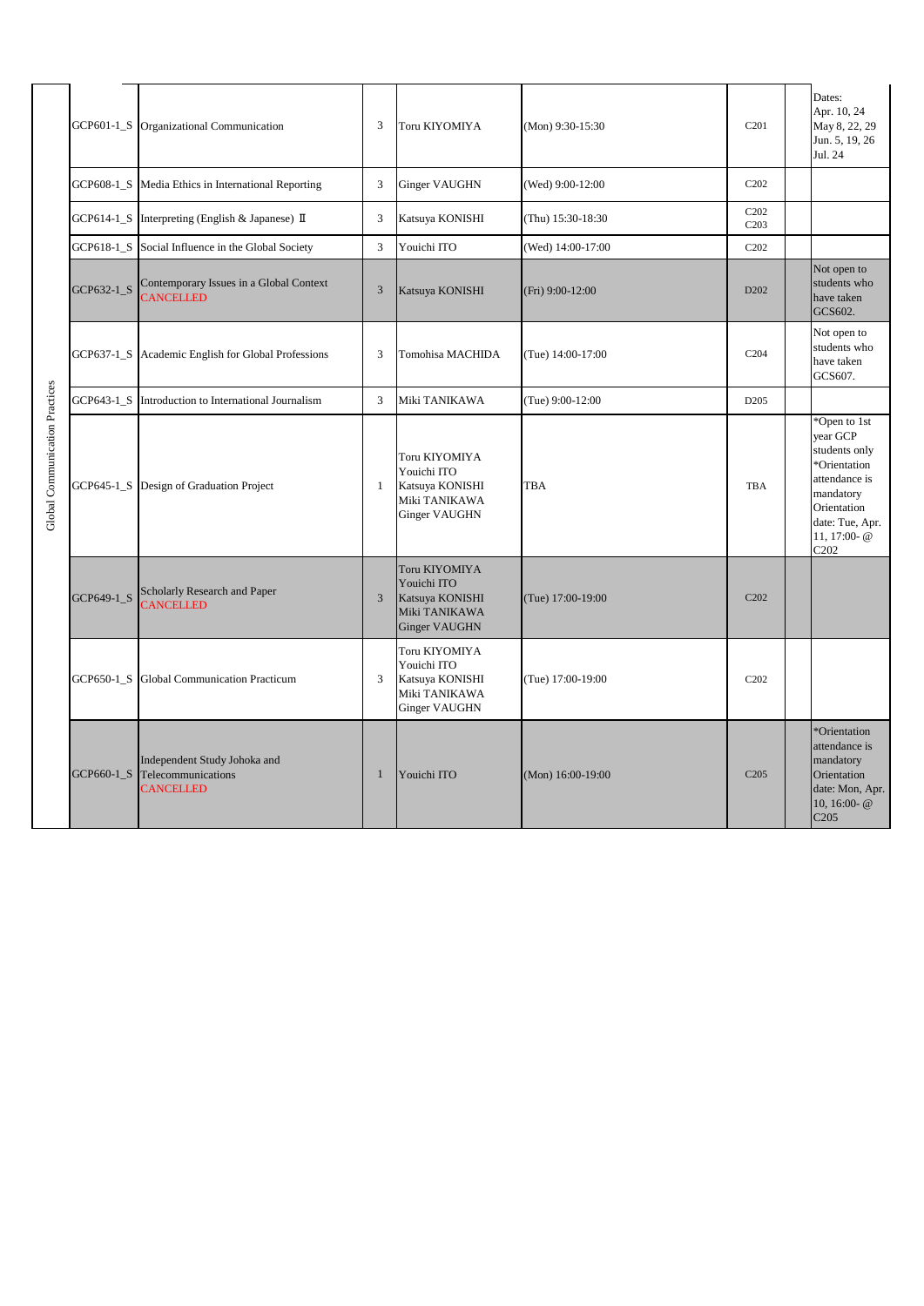| | | | | | | | | |
|---|---|---|---|---|---|---|---|---|
| Global Communication Practices | GCP601-1_S | Organizational Communication | 3 | Toru KIYOMIYA | (Mon) 9:30-15:30 | C201 | | Dates: Apr. 10, 24 May 8, 22, 29 Jun. 5, 19, 26 Jul. 24 |
| | GCP608-1_S | Media Ethics in International Reporting | 3 | Ginger VAUGHN | (Wed) 9:00-12:00 | C202 | | |
| | GCP614-1_S | Interpreting (English & Japanese) Ⅱ | 3 | Katsuya KONISHI | (Thu) 15:30-18:30 | C202 C203 | | |
| | GCP618-1_S | Social Influence in the Global Society | 3 | Youichi ITO | (Wed) 14:00-17:00 | C202 | | |
| | GCP632-1_S | Contemporary Issues in a Global Context CANCELLED | 3 | Katsuya KONISHI | (Fri) 9:00-12:00 | D202 | | Not open to students who have taken GCS602. |
| | GCP637-1_S | Academic English for Global Professions | 3 | Tomohisa MACHIDA | (Tue) 14:00-17:00 | C204 | | Not open to students who have taken GCS607. |
| | GCP643-1_S | Introduction to International Journalism | 3 | Miki TANIKAWA | (Tue) 9:00-12:00 | D205 | | |
| | GCP645-1_S | Design of Graduation Project | 1 | Toru KIYOMIYA Youichi ITO Katsuya KONISHI Miki TANIKAWA Ginger VAUGHN | TBA | TBA | | *Open to 1st year GCP students only *Orientation attendance is mandatory Orientation date: Tue, Apr. 11, 17:00- @ C202 |
| | GCP649-1_S | Scholarly Research and Paper CANCELLED | 3 | Toru KIYOMIYA Youichi ITO Katsuya KONISHI Miki TANIKAWA Ginger VAUGHN | (Tue) 17:00-19:00 | C202 | | |
| | GCP650-1_S | Global Communication Practicum | 3 | Toru KIYOMIYA Youichi ITO Katsuya KONISHI Miki TANIKAWA Ginger VAUGHN | (Tue) 17:00-19:00 | C202 | | |
| | GCP660-1_S | Independent Study Johoka and Telecommunications CANCELLED | 1 | Youichi ITO | (Mon) 16:00-19:00 | C205 | | *Orientation attendance is mandatory Orientation date: Mon, Apr. 10, 16:00- @ C205 |